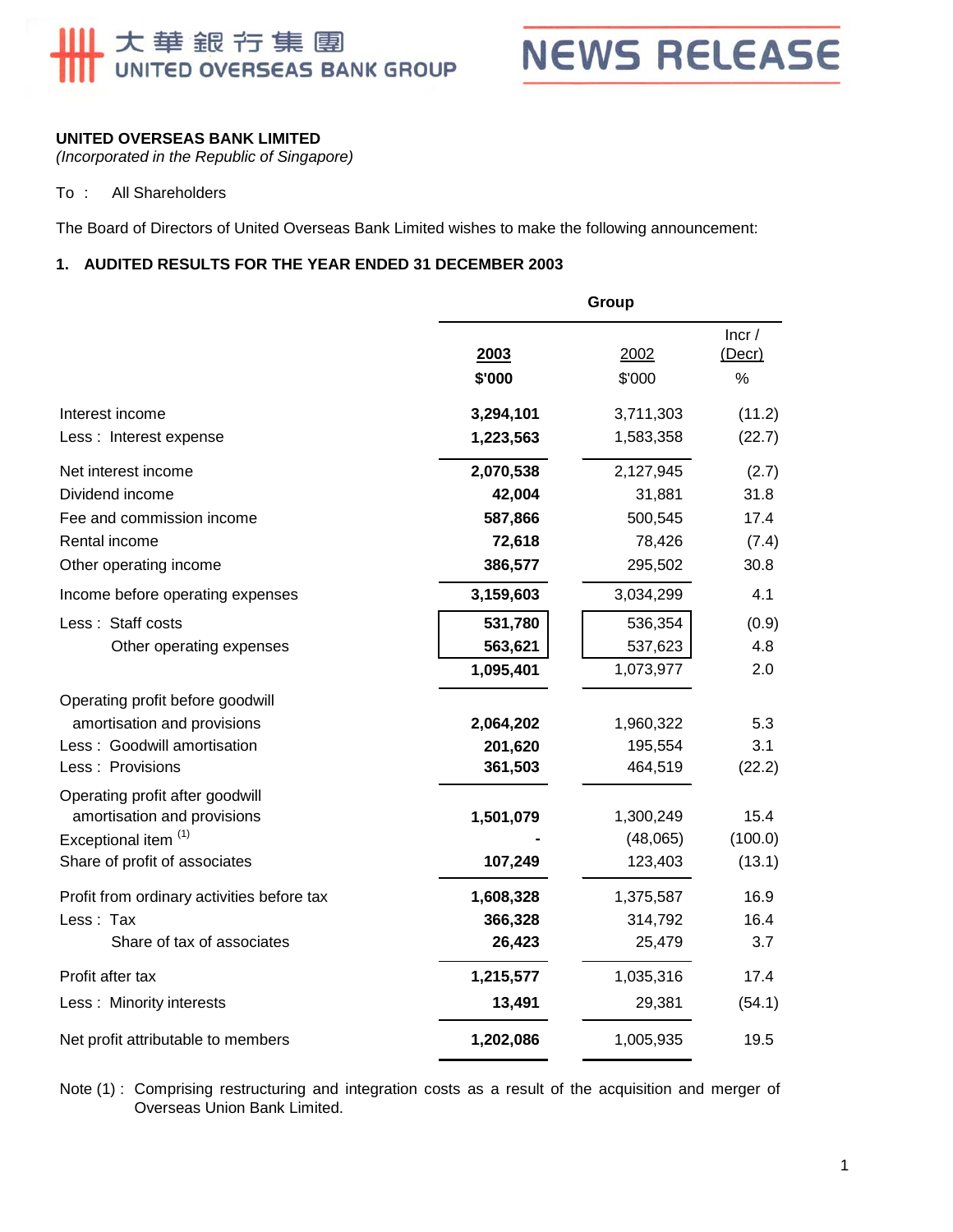大華銀行集團
UNITED OVERSEAS BANK GROUP

NEWS RELEASE

**UNITED OVERSEAS BANK LIMITED**
*(Incorporated in the Republic of Singapore)*

To : All Shareholders

The Board of Directors of United Overseas Bank Limited wishes to make the following announcement:

## 1. AUDITED RESULTS FOR THE YEAR ENDED 31 DECEMBER 2003

| | Group | | |
|---|---|---|---|
| | **2003** **\$'000** | 2002 \$'000 | Incr / (Decr) % |
| Interest income | **3,294,101** | 3,711,303 | (11.2) |
| Less : Interest expense | **1,223,563** | 1,583,358 | (22.7) |
| Net interest income | **2,070,538** | 2,127,945 | (2.7) |
| Dividend income | **42,004** | 31,881 | 31.8 |
| Fee and commission income | **587,866** | 500,545 | 17.4 |
| Rental income | **72,618** | 78,426 | (7.4) |
| Other operating income | **386,577** | 295,502 | 30.8 |
| Income before operating expenses | **3,159,603** | 3,034,299 | 4.1 |
| Less : Staff costs | **531,780** | 536,354 | (0.9) |
| Other operating expenses | **563,621** | 537,623 | 4.8 |
| | **1,095,401** | 1,073,977 | 2.0 |
| Operating profit before goodwill amortisation and provisions | **2,064,202** | 1,960,322 | 5.3 |
| Less : Goodwill amortisation | **201,620** | 195,554 | 3.1 |
| Less : Provisions | **361,503** | 464,519 | (22.2) |
| Operating profit after goodwill amortisation and provisions | **1,501,079** | 1,300,249 | 15.4 |
| Exceptional item [(1)] | **-** | (48,065) | (100.0) |
| Share of profit of associates | **107,249** | 123,403 | (13.1) |
| Profit from ordinary activities before tax | **1,608,328** | 1,375,587 | 16.9 |
| Less : Tax | **366,328** | 314,792 | 16.4 |
| Share of tax of associates | **26,423** | 25,479 | 3.7 |
| Profit after tax | **1,215,577** | 1,035,316 | 17.4 |
| Less : Minority interests | **13,491** | 29,381 | (54.1) |
| Net profit attributable to members | **1,202,086** | 1,005,935 | 19.5 |

Note (1) : Comprising restructuring and integration costs as a result of the acquisition and merger of Overseas Union Bank Limited.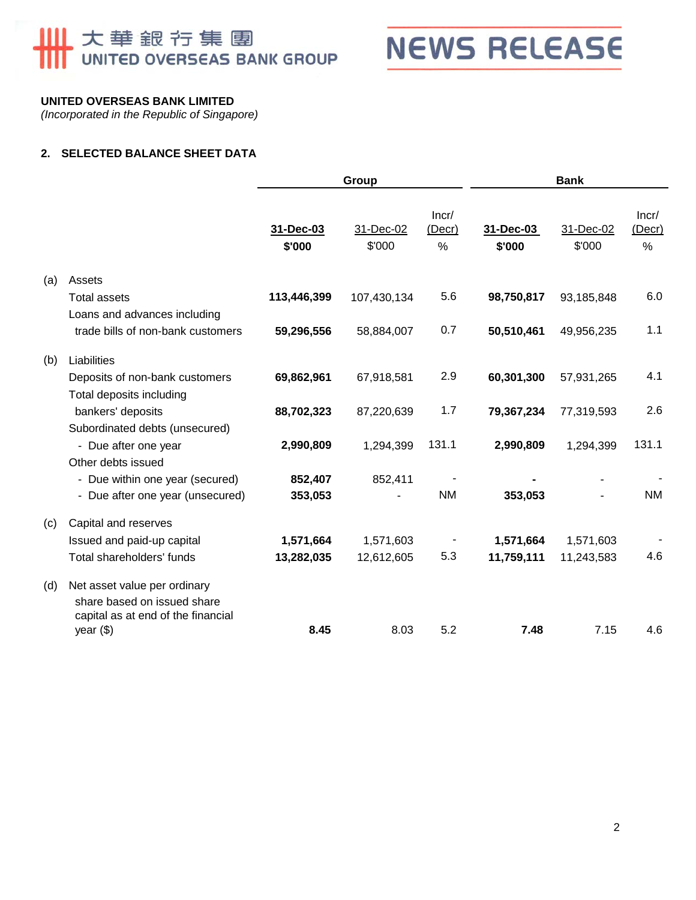**UNITED OVERSEAS BANK LIMITED**
*(Incorporated in the Republic of Singapore)*

## 2. SELECTED BALANCE SHEET DATA

| | | Group | | | Bank | | |
|---|---|---|---|---|---|---|---|
| | | **31-Dec-03** | 31-Dec-02 | Incr/ (Decr) | **31-Dec-03** | 31-Dec-02 | Incr/ (Decr) |
| | | **$'000** | $'000 | % | **$'000** | $'000 | % |
| (a) | Assets | | | | | | |
| | Total assets | **113,446,399** | 107,430,134 | 5.6 | **98,750,817** | 93,185,848 | 6.0 |
| | Loans and advances including trade bills of non-bank customers | **59,296,556** | 58,884,007 | 0.7 | **50,510,461** | 49,956,235 | 1.1 |
| (b) | Liabilities | | | | | | |
| | Deposits of non-bank customers | **69,862,961** | 67,918,581 | 2.9 | **60,301,300** | 57,931,265 | 4.1 |
| | Total deposits including bankers' deposits | **88,702,323** | 87,220,639 | 1.7 | **79,367,234** | 77,319,593 | 2.6 |
| | Subordinated debts (unsecured) | | | | | | |
| | - Due after one year | **2,990,809** | 1,294,399 | 131.1 | **2,990,809** | 1,294,399 | 131.1 |
| | Other debts issued | | | | | | |
| | - Due within one year (secured) | **852,407** | 852,411 | - | **-** | - | - |
| | - Due after one year (unsecured) | **353,053** | - | NM | **353,053** | - | NM |
| (c) | Capital and reserves | | | | | | |
| | Issued and paid-up capital | **1,571,664** | 1,571,603 | - | **1,571,664** | 1,571,603 | - |
| | Total shareholders' funds | **13,282,035** | 12,612,605 | 5.3 | **11,759,111** | 11,243,583 | 4.6 |
| (d) | Net asset value per ordinary share based on issued share capital as at end of the financial year ($) | **8.45** | 8.03 | 5.2 | **7.48** | 7.15 | 4.6 |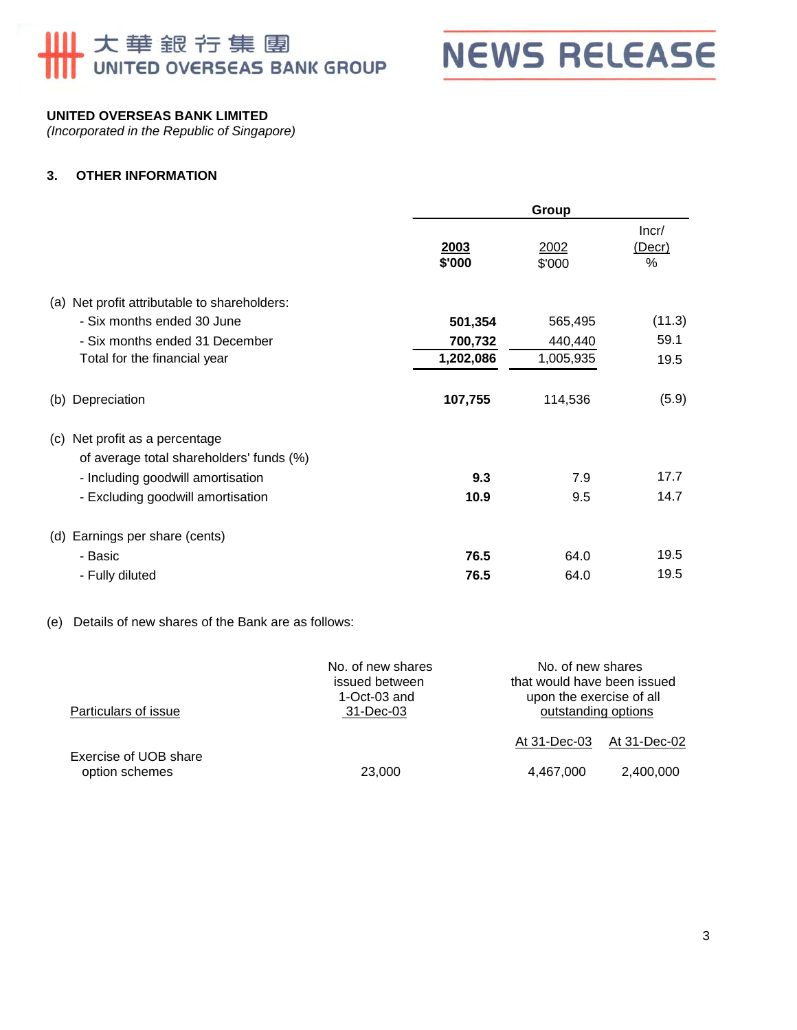**UNITED OVERSEAS BANK LIMITED**
*(Incorporated in the Republic of Singapore)*

### 3. OTHER INFORMATION

| | Group | | |
|---|---|---|---|
| | **2003** **$'000** | 2002 $'000 | Incr/ (Decr) % |
| (a) Net profit attributable to shareholders: | | | |
| - Six months ended 30 June | **501,354** | 565,495 | (11.3) |
| - Six months ended 31 December | **700,732** | 440,440 | 59.1 |
| Total for the financial year | **1,202,086** | 1,005,935 | 19.5 |
| (b) Depreciation | **107,755** | 114,536 | (5.9) |
| (c) Net profit as a percentage of average total shareholders' funds (%) | | | |
| - Including goodwill amortisation | **9.3** | 7.9 | 17.7 |
| - Excluding goodwill amortisation | **10.9** | 9.5 | 14.7 |
| (d) Earnings per share (cents) | | | |
| - Basic | **76.5** | 64.0 | 19.5 |
| - Fully diluted | **76.5** | 64.0 | 19.5 |

(e) Details of new shares of the Bank are as follows:

| Particulars of issue | No. of new shares issued between 1-Oct-03 and 31-Dec-03 | No. of new shares that would have been issued upon the exercise of all outstanding options | |
|---|---|---|---|
| | | At 31-Dec-03 | At 31-Dec-02 |
| Exercise of UOB share option schemes | 23,000 | 4,467,000 | 2,400,000 |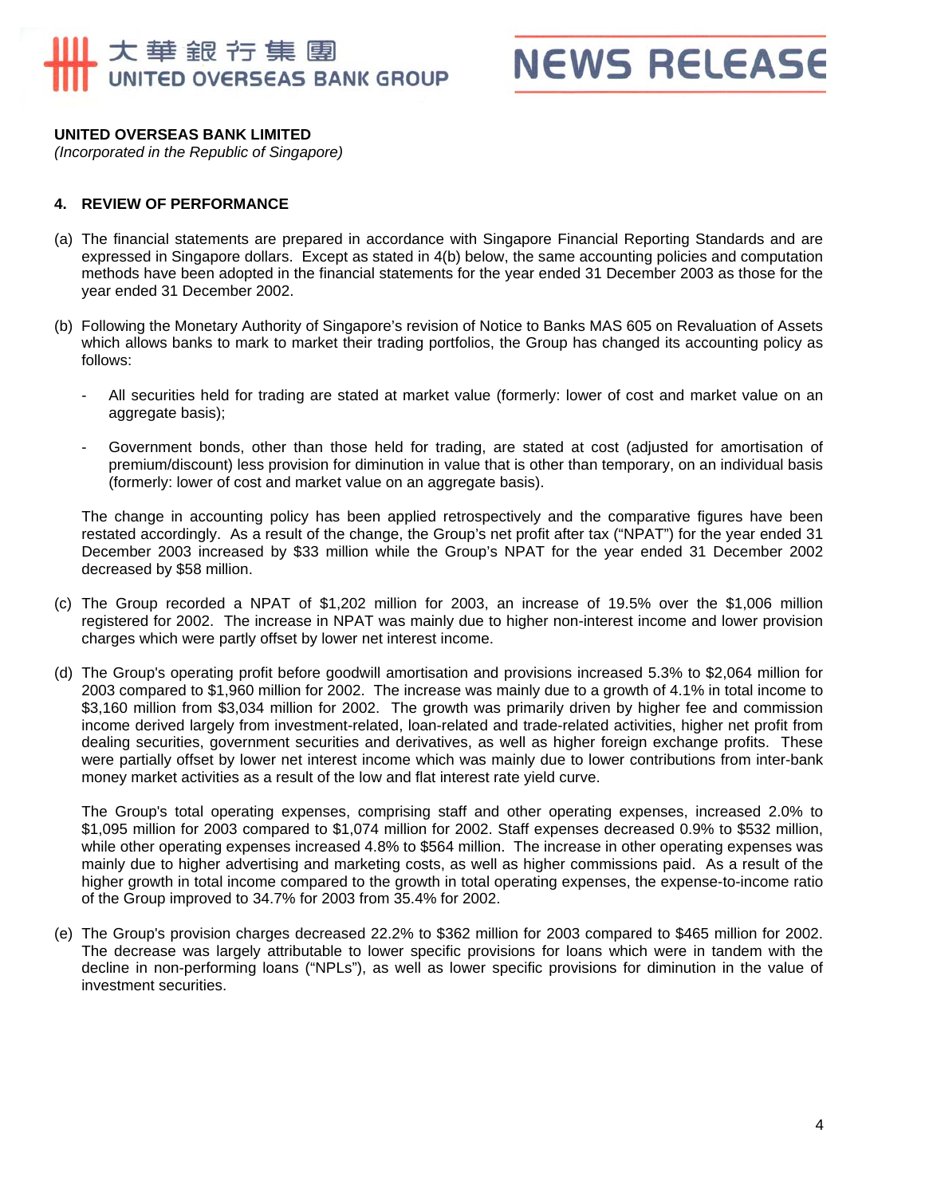**UNITED OVERSEAS BANK LIMITED**
*(Incorporated in the Republic of Singapore)*

## 4. REVIEW OF PERFORMANCE

(a) The financial statements are prepared in accordance with Singapore Financial Reporting Standards and are expressed in Singapore dollars. Except as stated in 4(b) below, the same accounting policies and computation methods have been adopted in the financial statements for the year ended 31 December 2003 as those for the year ended 31 December 2002.

(b) Following the Monetary Authority of Singapore's revision of Notice to Banks MAS 605 on Revaluation of Assets which allows banks to mark to market their trading portfolios, the Group has changed its accounting policy as follows:

- All securities held for trading are stated at market value (formerly: lower of cost and market value on an aggregate basis);

- Government bonds, other than those held for trading, are stated at cost (adjusted for amortisation of premium/discount) less provision for diminution in value that is other than temporary, on an individual basis (formerly: lower of cost and market value on an aggregate basis).

The change in accounting policy has been applied retrospectively and the comparative figures have been restated accordingly. As a result of the change, the Group's net profit after tax ("NPAT") for the year ended 31 December 2003 increased by $33 million while the Group's NPAT for the year ended 31 December 2002 decreased by $58 million.

(c) The Group recorded a NPAT of $1,202 million for 2003, an increase of 19.5% over the $1,006 million registered for 2002. The increase in NPAT was mainly due to higher non-interest income and lower provision charges which were partly offset by lower net interest income.

(d) The Group's operating profit before goodwill amortisation and provisions increased 5.3% to $2,064 million for 2003 compared to $1,960 million for 2002. The increase was mainly due to a growth of 4.1% in total income to $3,160 million from $3,034 million for 2002. The growth was primarily driven by higher fee and commission income derived largely from investment-related, loan-related and trade-related activities, higher net profit from dealing securities, government securities and derivatives, as well as higher foreign exchange profits. These were partially offset by lower net interest income which was mainly due to lower contributions from inter-bank money market activities as a result of the low and flat interest rate yield curve.

The Group's total operating expenses, comprising staff and other operating expenses, increased 2.0% to $1,095 million for 2003 compared to $1,074 million for 2002. Staff expenses decreased 0.9% to $532 million, while other operating expenses increased 4.8% to $564 million. The increase in other operating expenses was mainly due to higher advertising and marketing costs, as well as higher commissions paid. As a result of the higher growth in total income compared to the growth in total operating expenses, the expense-to-income ratio of the Group improved to 34.7% for 2003 from 35.4% for 2002.

(e) The Group's provision charges decreased 22.2% to $362 million for 2003 compared to $465 million for 2002. The decrease was largely attributable to lower specific provisions for loans which were in tandem with the decline in non-performing loans ("NPLs"), as well as lower specific provisions for diminution in the value of investment securities.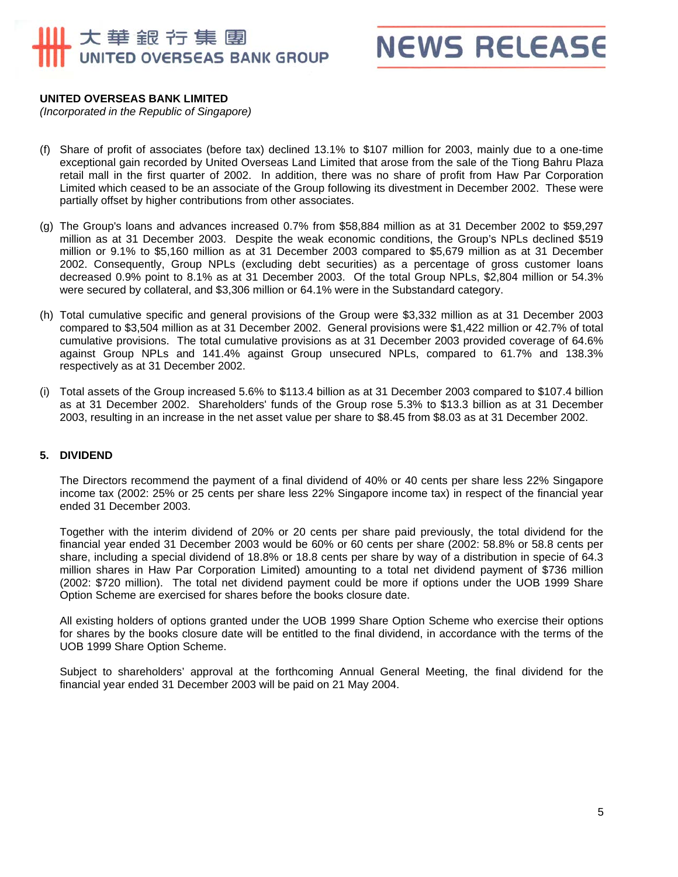**UNITED OVERSEAS BANK LIMITED**
*(Incorporated in the Republic of Singapore)*

(f) Share of profit of associates (before tax) declined 13.1% to $107 million for 2003, mainly due to a one-time exceptional gain recorded by United Overseas Land Limited that arose from the sale of the Tiong Bahru Plaza retail mall in the first quarter of 2002. In addition, there was no share of profit from Haw Par Corporation Limited which ceased to be an associate of the Group following its divestment in December 2002. These were partially offset by higher contributions from other associates.

(g) The Group's loans and advances increased 0.7% from $58,884 million as at 31 December 2002 to $59,297 million as at 31 December 2003. Despite the weak economic conditions, the Group's NPLs declined $519 million or 9.1% to $5,160 million as at 31 December 2003 compared to $5,679 million as at 31 December 2002. Consequently, Group NPLs (excluding debt securities) as a percentage of gross customer loans decreased 0.9% point to 8.1% as at 31 December 2003. Of the total Group NPLs, $2,804 million or 54.3% were secured by collateral, and $3,306 million or 64.1% were in the Substandard category.

(h) Total cumulative specific and general provisions of the Group were $3,332 million as at 31 December 2003 compared to $3,504 million as at 31 December 2002. General provisions were $1,422 million or 42.7% of total cumulative provisions. The total cumulative provisions as at 31 December 2003 provided coverage of 64.6% against Group NPLs and 141.4% against Group unsecured NPLs, compared to 61.7% and 138.3% respectively as at 31 December 2002.

(i) Total assets of the Group increased 5.6% to $113.4 billion as at 31 December 2003 compared to $107.4 billion as at 31 December 2002. Shareholders' funds of the Group rose 5.3% to $13.3 billion as at 31 December 2003, resulting in an increase in the net asset value per share to $8.45 from $8.03 as at 31 December 2002.

## 5. DIVIDEND

The Directors recommend the payment of a final dividend of 40% or 40 cents per share less 22% Singapore income tax (2002: 25% or 25 cents per share less 22% Singapore income tax) in respect of the financial year ended 31 December 2003.

Together with the interim dividend of 20% or 20 cents per share paid previously, the total dividend for the financial year ended 31 December 2003 would be 60% or 60 cents per share (2002: 58.8% or 58.8 cents per share, including a special dividend of 18.8% or 18.8 cents per share by way of a distribution in specie of 64.3 million shares in Haw Par Corporation Limited) amounting to a total net dividend payment of $736 million (2002: $720 million). The total net dividend payment could be more if options under the UOB 1999 Share Option Scheme are exercised for shares before the books closure date.

All existing holders of options granted under the UOB 1999 Share Option Scheme who exercise their options for shares by the books closure date will be entitled to the final dividend, in accordance with the terms of the UOB 1999 Share Option Scheme.

Subject to shareholders' approval at the forthcoming Annual General Meeting, the final dividend for the financial year ended 31 December 2003 will be paid on 21 May 2004.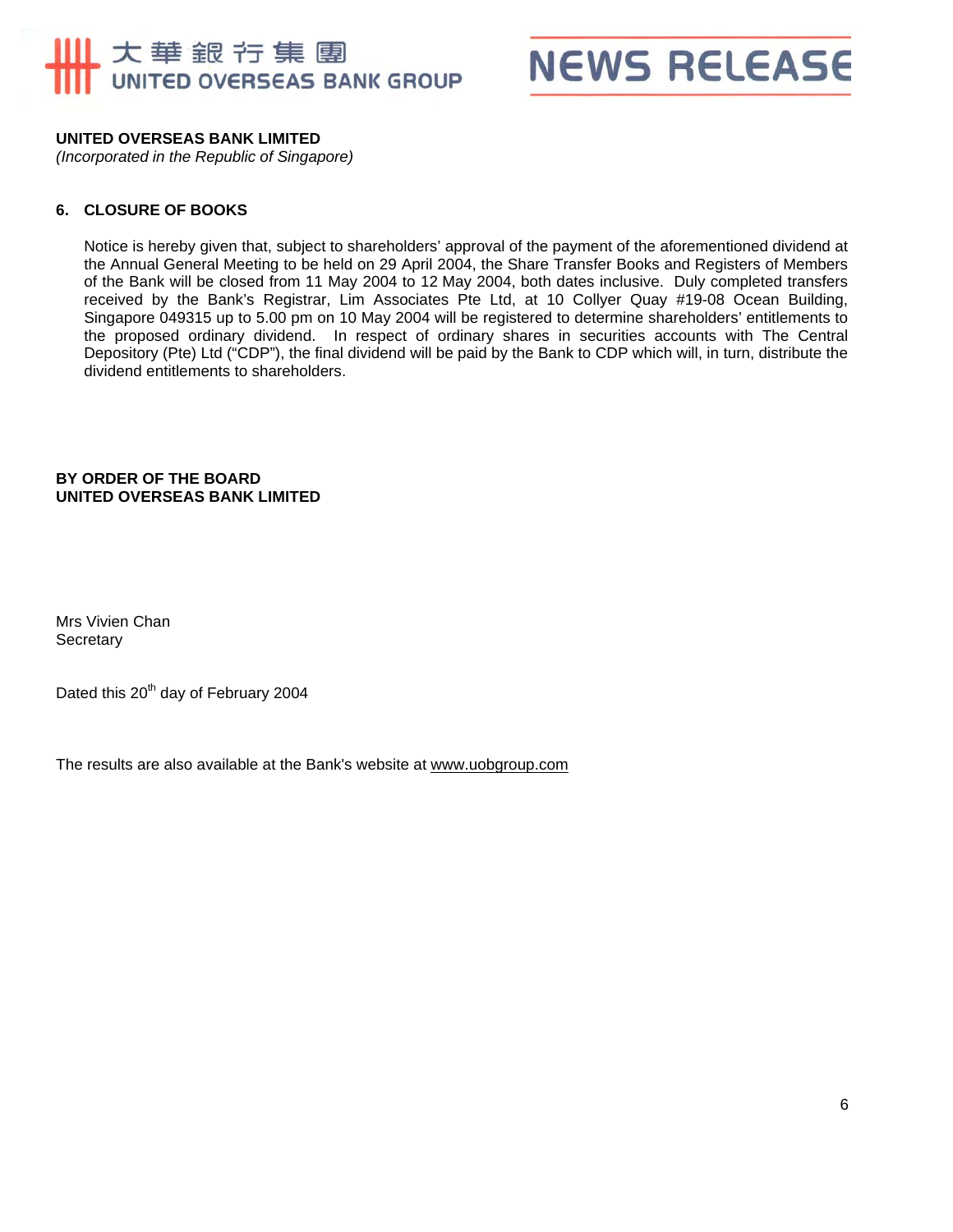**UNITED OVERSEAS BANK LIMITED**
*(Incorporated in the Republic of Singapore)*

## 6. CLOSURE OF BOOKS

Notice is hereby given that, subject to shareholders' approval of the payment of the aforementioned dividend at the Annual General Meeting to be held on 29 April 2004, the Share Transfer Books and Registers of Members of the Bank will be closed from 11 May 2004 to 12 May 2004, both dates inclusive. Duly completed transfers received by the Bank's Registrar, Lim Associates Pte Ltd, at 10 Collyer Quay #19-08 Ocean Building, Singapore 049315 up to 5.00 pm on 10 May 2004 will be registered to determine shareholders' entitlements to the proposed ordinary dividend. In respect of ordinary shares in securities accounts with The Central Depository (Pte) Ltd ("CDP"), the final dividend will be paid by the Bank to CDP which will, in turn, distribute the dividend entitlements to shareholders.

**BY ORDER OF THE BOARD**
**UNITED OVERSEAS BANK LIMITED**

Mrs Vivien Chan
Secretary

Dated this 20th day of February 2004

The results are also available at the Bank's website at www.uobgroup.com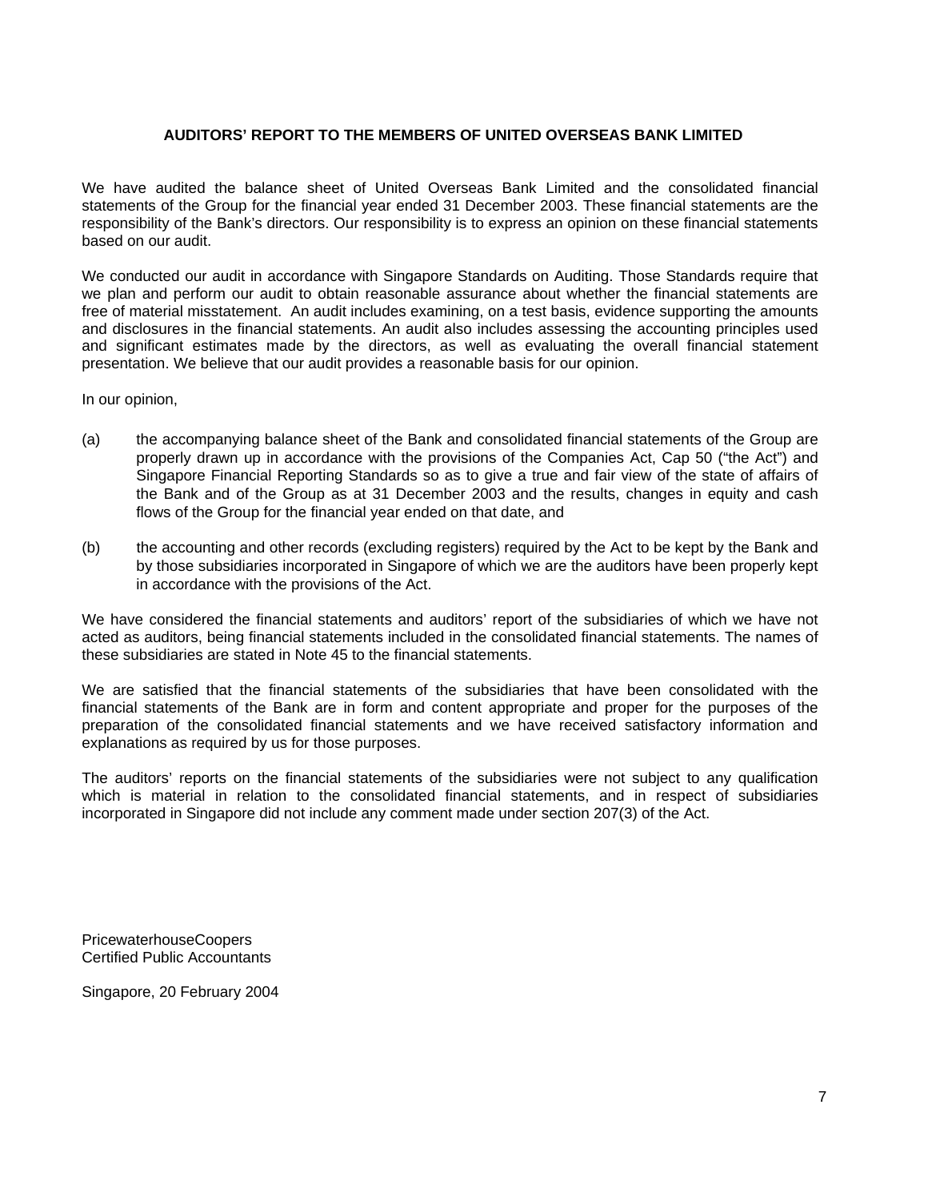**AUDITORS' REPORT TO THE MEMBERS OF UNITED OVERSEAS BANK LIMITED**

We have audited the balance sheet of United Overseas Bank Limited and the consolidated financial statements of the Group for the financial year ended 31 December 2003. These financial statements are the responsibility of the Bank's directors. Our responsibility is to express an opinion on these financial statements based on our audit.

We conducted our audit in accordance with Singapore Standards on Auditing. Those Standards require that we plan and perform our audit to obtain reasonable assurance about whether the financial statements are free of material misstatement. An audit includes examining, on a test basis, evidence supporting the amounts and disclosures in the financial statements. An audit also includes assessing the accounting principles used and significant estimates made by the directors, as well as evaluating the overall financial statement presentation. We believe that our audit provides a reasonable basis for our opinion.

In our opinion,

(a) the accompanying balance sheet of the Bank and consolidated financial statements of the Group are properly drawn up in accordance with the provisions of the Companies Act, Cap 50 ("the Act") and Singapore Financial Reporting Standards so as to give a true and fair view of the state of affairs of the Bank and of the Group as at 31 December 2003 and the results, changes in equity and cash flows of the Group for the financial year ended on that date, and

(b) the accounting and other records (excluding registers) required by the Act to be kept by the Bank and by those subsidiaries incorporated in Singapore of which we are the auditors have been properly kept in accordance with the provisions of the Act.

We have considered the financial statements and auditors' report of the subsidiaries of which we have not acted as auditors, being financial statements included in the consolidated financial statements. The names of these subsidiaries are stated in Note 45 to the financial statements.

We are satisfied that the financial statements of the subsidiaries that have been consolidated with the financial statements of the Bank are in form and content appropriate and proper for the purposes of the preparation of the consolidated financial statements and we have received satisfactory information and explanations as required by us for those purposes.

The auditors' reports on the financial statements of the subsidiaries were not subject to any qualification which is material in relation to the consolidated financial statements, and in respect of subsidiaries incorporated in Singapore did not include any comment made under section 207(3) of the Act.

PricewaterhouseCoopers
Certified Public Accountants

Singapore, 20 February 2004